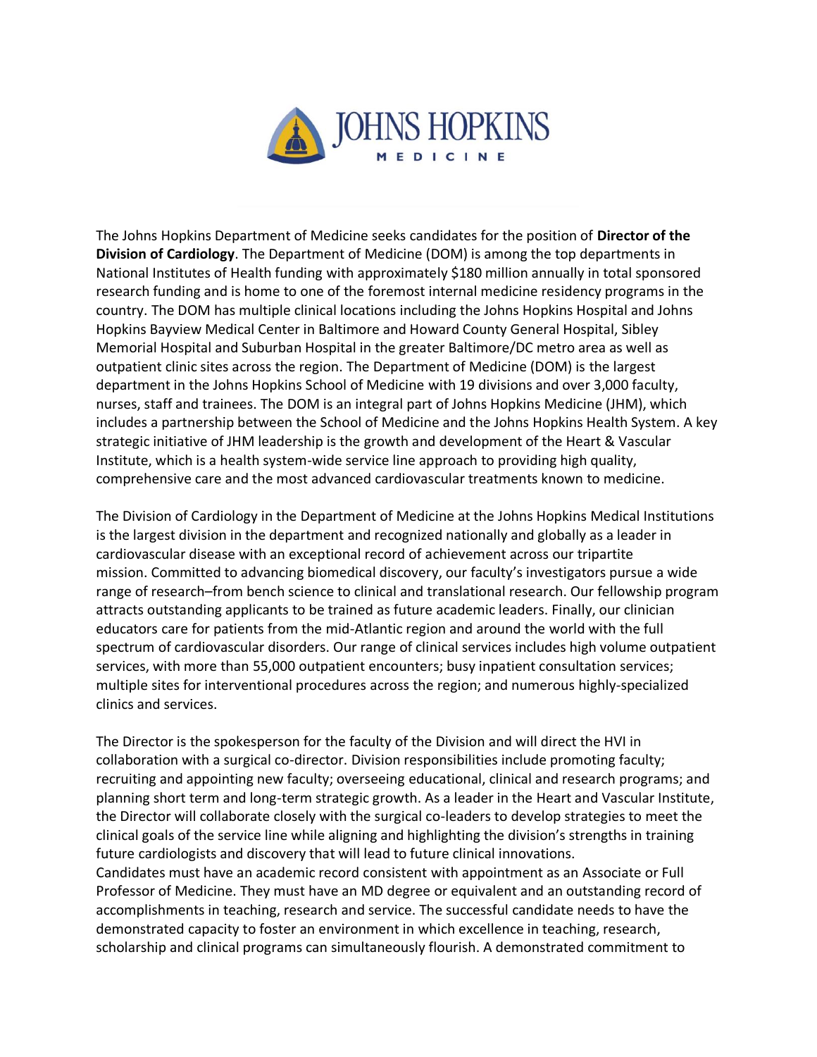The Johns Hopkins Department of Medicine seeks candidates for the position of **Director of the Division of Cardiology**. The Department of Medicine (DOM) is among the top departments in National Institutes of Health funding with approximately $180 million annually in total sponsored research funding and is home to one of the foremost internal medicine residency programs in the country. The DOM has multiple clinical locations including the Johns Hopkins Hospital and Johns Hopkins Bayview Medical Center in Baltimore and Howard County General Hospital, Sibley Memorial Hospital and Suburban Hospital in the greater Baltimore/DC metro area as well as outpatient clinic sites across the region. The Department of Medicine (DOM) is the largest department in the Johns Hopkins School of Medicine with 19 divisions and over 3,000 faculty, nurses, staff and trainees. The DOM is an integral part of Johns Hopkins Medicine (JHM), which includes a partnership between the School of Medicine and the Johns Hopkins Health System. A key strategic initiative of JHM leadership is the growth and development of the Heart & Vascular Institute, which is a health system-wide service line approach to providing high quality, comprehensive care and the most advanced cardiovascular treatments known to medicine.

The Division of Cardiology in the Department of Medicine at the Johns Hopkins Medical Institutions is the largest division in the department and recognized nationally and globally as a leader in cardiovascular disease with an exceptional record of achievement across our tripartite mission. Committed to advancing biomedical discovery, our faculty's investigators pursue a wide range of research–from bench science to clinical and translational research. Our fellowship program attracts outstanding applicants to be trained as future academic leaders. Finally, our clinician educators care for patients from the mid-Atlantic region and around the world with the full spectrum of cardiovascular disorders. Our range of clinical services includes high volume outpatient services, with more than 55,000 outpatient encounters; busy inpatient consultation services; multiple sites for interventional procedures across the region; and numerous highly-specialized clinics and services.

The Director is the spokesperson for the faculty of the Division and will direct the HVI in collaboration with a surgical co-director. Division responsibilities include promoting faculty; recruiting and appointing new faculty; overseeing educational, clinical and research programs; and planning short term and long-term strategic growth. As a leader in the Heart and Vascular Institute, the Director will collaborate closely with the surgical co-leaders to develop strategies to meet the clinical goals of the service line while aligning and highlighting the division's strengths in training future cardiologists and discovery that will lead to future clinical innovations.
Candidates must have an academic record consistent with appointment as an Associate or Full Professor of Medicine. They must have an MD degree or equivalent and an outstanding record of accomplishments in teaching, research and service. The successful candidate needs to have the demonstrated capacity to foster an environment in which excellence in teaching, research, scholarship and clinical programs can simultaneously flourish. A demonstrated commitment to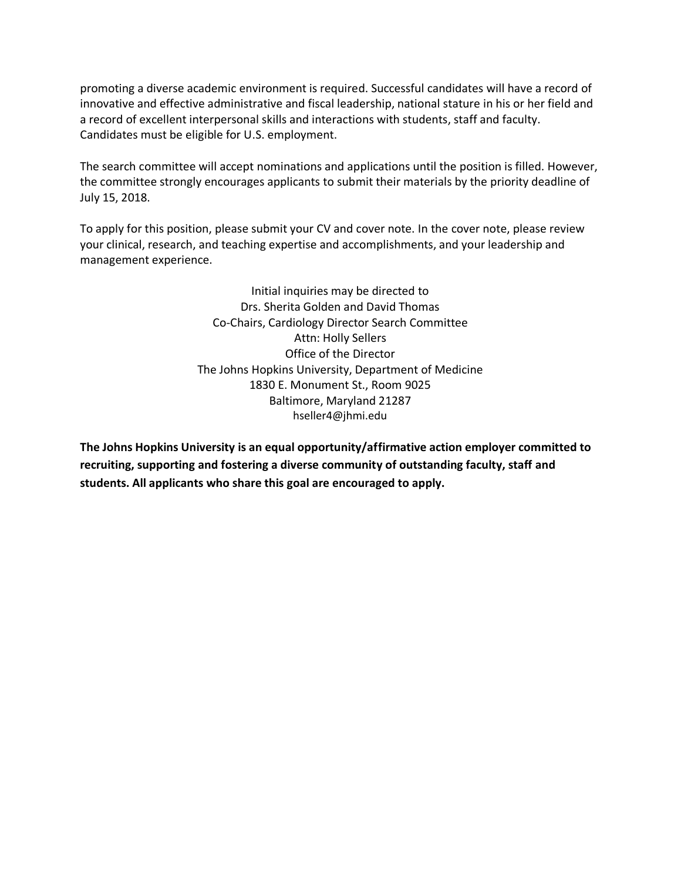promoting a diverse academic environment is required. Successful candidates will have a record of innovative and effective administrative and fiscal leadership, national stature in his or her field and a record of excellent interpersonal skills and interactions with students, staff and faculty. Candidates must be eligible for U.S. employment.

The search committee will accept nominations and applications until the position is filled. However, the committee strongly encourages applicants to submit their materials by the priority deadline of July 15, 2018.

To apply for this position, please submit your CV and cover note. In the cover note, please review your clinical, research, and teaching expertise and accomplishments, and your leadership and management experience.

Initial inquiries may be directed to  
Drs. Sherita Golden and David Thomas  
Co-Chairs, Cardiology Director Search Committee  
Attn: Holly Sellers  
Office of the Director  
The Johns Hopkins University, Department of Medicine  
1830 E. Monument St., Room 9025  
Baltimore, Maryland 21287  
hseller4@jhmi.edu

**The Johns Hopkins University is an equal opportunity/affirmative action employer committed to recruiting, supporting and fostering a diverse community of outstanding faculty, staff and students. All applicants who share this goal are encouraged to apply.**